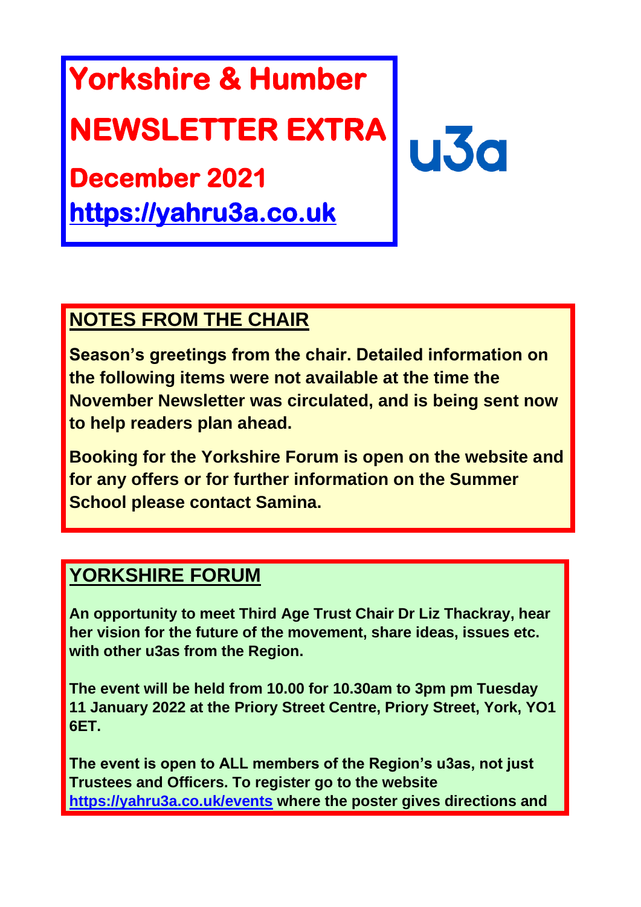# Yorkshire & Humber

# NEWSLETTER EXTRA

## December 2021

**https://yahru3a.co.uk**

u3a

## NOTES FROM THE CHAIR

**Season's greetings from the chair. Detailed information on the following items were not available at the time the November Newsletter was circulated, and is being sent now to help readers plan ahead.**

**Booking for the Yorkshire Forum is open on the website and for any offers or for further information on the Summer School please contact Samina.**

## YORKSHIRE FORUM

**An opportunity to meet Third Age Trust Chair Dr Liz Thackray, hear her vision for the future of the movement, share ideas, issues etc. with other u3as from the Region.**

**The event will be held from 10.00 for 10.30am to 3pm pm Tuesday 11 January 2022 at the Priory Street Centre, Priory Street, York, YO1 6ET.**

**The event is open to ALL members of the Region's u3as, not just Trustees and Officers. To register go to the website https://yahru3a.co.uk/events where the poster gives directions and**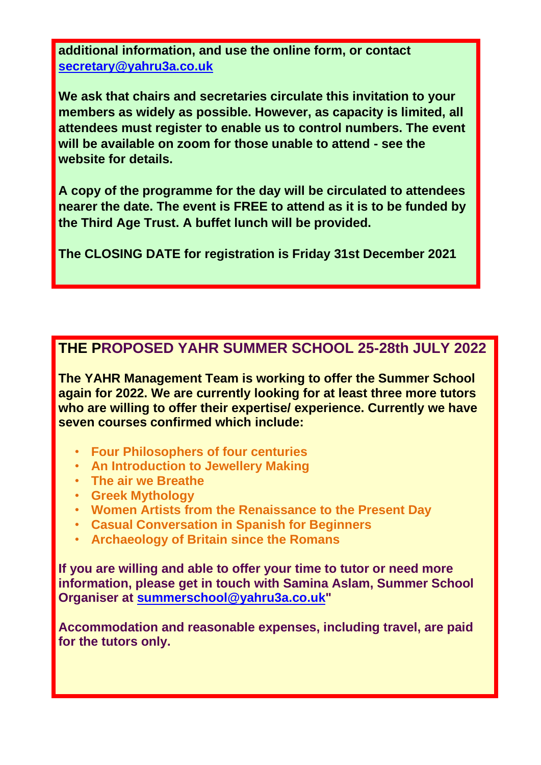**additional information, and use the online form, or contact [secretary@yahru3a.co.uk](mailto:secretary@yahru3a.co.uk)**

**We ask that chairs and secretaries circulate this invitation to your members as widely as possible. However, as capacity is limited, all attendees must register to enable us to control numbers. The event will be available on zoom for those unable to attend - see the website for details.**

**A copy of the programme for the day will be circulated to attendees nearer the date. The event is FREE to attend as it is to be funded by the Third Age Trust. A buffet lunch will be provided.**

**The CLOSING DATE for registration is Friday 31st December 2021**

## THE PROPOSED YAHR SUMMER SCHOOL 25-28th JULY 2022

**The YAHR Management Team is working to offer the Summer School again for 2022. We are currently looking for at least three more tutors who are willing to offer their expertise/ experience. Currently we have seven courses confirmed which include:**

- **Four Philosophers of four centuries**
- **An Introduction to Jewellery Making**
- **The air we Breathe**
- **Greek Mythology**
- **Women Artists from the Renaissance to the Present Day**
- **Casual Conversation in Spanish for Beginners**
- **Archaeology of Britain since the Romans**

**If you are willing and able to offer your time to tutor or need more information, please get in touch with Samina Aslam, Summer School Organiser at [summerschool@yahru3a.co.uk](mailto:summerschool@yahru3a.co.uk)"**

**Accommodation and reasonable expenses, including travel, are paid for the tutors only.**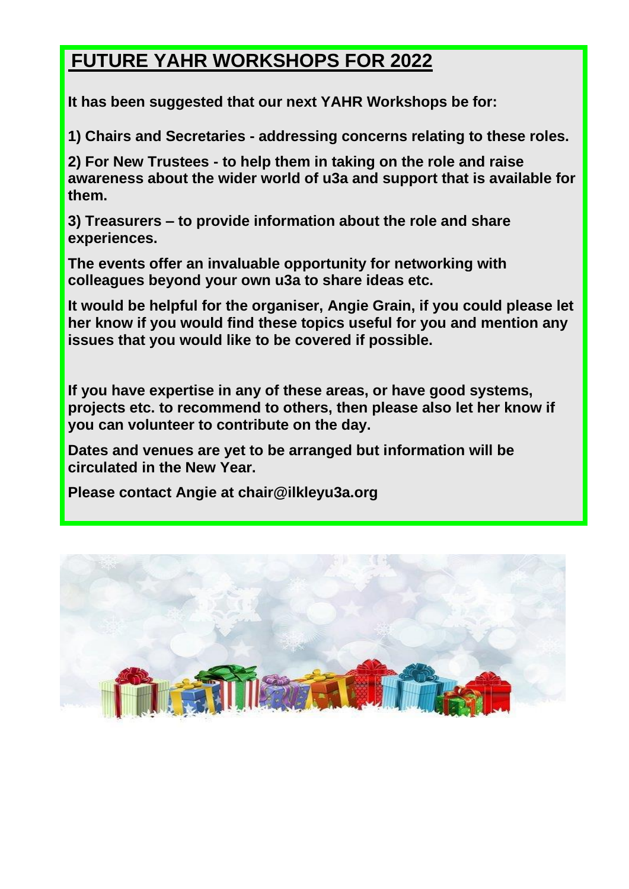# FUTURE YAHR WORKSHOPS FOR 2022

**It has been suggested that our next YAHR Workshops be for:**

**1) Chairs and Secretaries - addressing concerns relating to these roles.**

**2) For New Trustees - to help them in taking on the role and raise awareness about the wider world of u3a and support that is available for them.**

**3) Treasurers – to provide information about the role and share experiences.**

**The events offer an invaluable opportunity for networking with colleagues beyond your own u3a to share ideas etc.**

**It would be helpful for the organiser, Angie Grain, if you could please let her know if you would find these topics useful for you and mention any issues that you would like to be covered if possible.**

**If you have expertise in any of these areas, or have good systems, projects etc. to recommend to others, then please also let her know if you can volunteer to contribute on the day.**

**Dates and venues are yet to be arranged but information will be circulated in the New Year.**

**Please contact Angie at chair@ilkleyu3a.org**